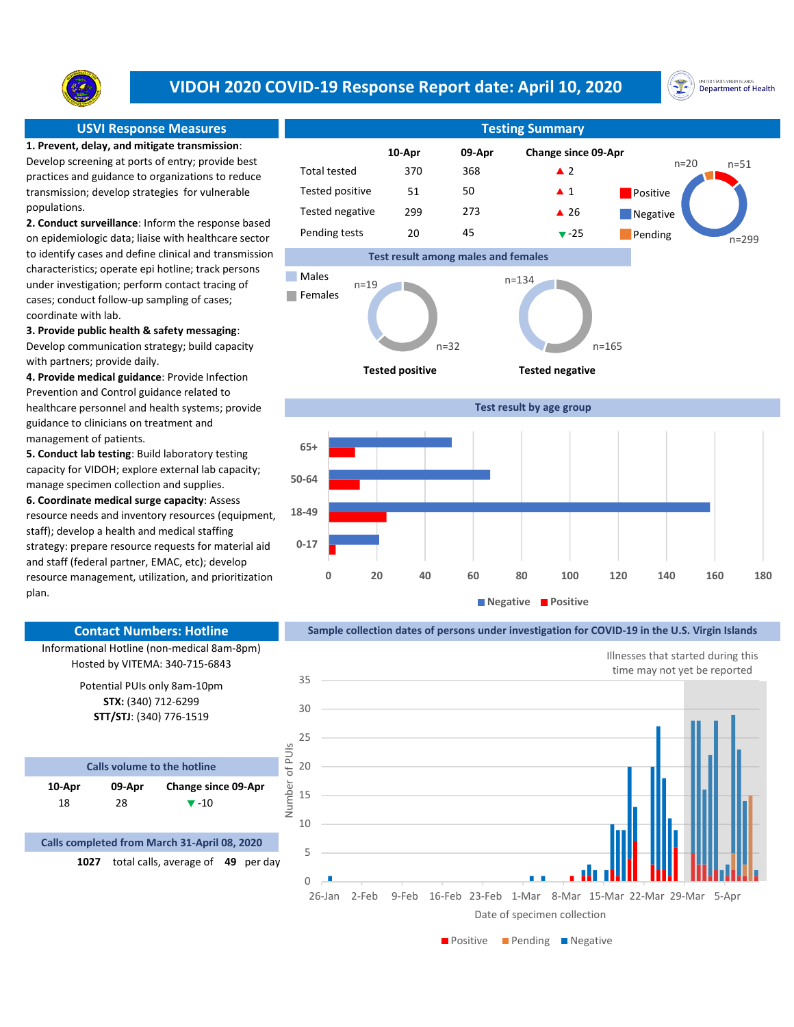# VIDOH 2020 COVID-19 Response Report date: April 10, 2020

UNITED STATES VIRGIN ISLANDS Department of Health

## USVI Response Measures

**1. Prevent, delay, and mitigate transmission**: Develop screening at ports of entry; provide best practices and guidance to organizations to reduce transmission; develop strategies for vulnerable populations.

**2. Conduct surveillance**: Inform the response based on epidemiologic data; liaise with healthcare sector to identify cases and define clinical and transmission characteristics; operate epi hotline; track persons under investigation; perform contact tracing of cases; conduct follow-up sampling of cases; coordinate with lab.

**3. Provide public health & safety messaging**: Develop communication strategy; build capacity with partners; provide daily.

**4. Provide medical guidance**: Provide Infection Prevention and Control guidance related to healthcare personnel and health systems; provide guidance to clinicians on treatment and management of patients.

**5. Conduct lab testing**: Build laboratory testing capacity for VIDOH; explore external lab capacity; manage specimen collection and supplies.

**6. Coordinate medical surge capacity**: Assess resource needs and inventory resources (equipment, staff); develop a health and medical staffing strategy: prepare resource requests for material aid and staff (federal partner, EMAC, etc); develop resource management, utilization, and prioritization plan.

## Testing Summary

| | 10-Apr | 09-Apr | Change since 09-Apr |
|---|---|---|---|
| Total tested | 370 | 368 | ▲ 2 |
| Tested positive | 51 | 50 | ▲ 1 |
| Tested negative | 299 | 273 | ▲ 26 |
| Pending tests | 20 | 45 | ▼ -25 |

Positive n=51; Negative n=299; Pending n=20

### Test result among males and females

Tested positive: Males n=19, Females n=32

Tested negative: Males n=134, Females n=165

### Test result by age group

Age groups: 65+, 50-64, 18-49, 0-17 (Negative / Positive)

### Sample collection dates of persons under investigation for COVID-19 in the U.S. Virgin Islands

Illnesses that started during this time may not yet be reported

Number of PUIs by Date of specimen collection (26-Jan to 5-Apr) — Positive, Pending, Negative

## Contact Numbers: Hotline

Informational Hotline (non-medical 8am-8pm)
Hosted by VITEMA: 340-715-6843

Potential PUIs only 8am-10pm
**STX:** (340) 712-6299
**STT/STJ**: (340) 776-1519

### Calls volume to the hotline

| 10-Apr | 09-Apr | Change since 09-Apr |
|---|---|---|
| 18 | 28 | ▼ -10 |

### Calls completed from March 31-April 08, 2020

**1027** total calls, average of **49** per day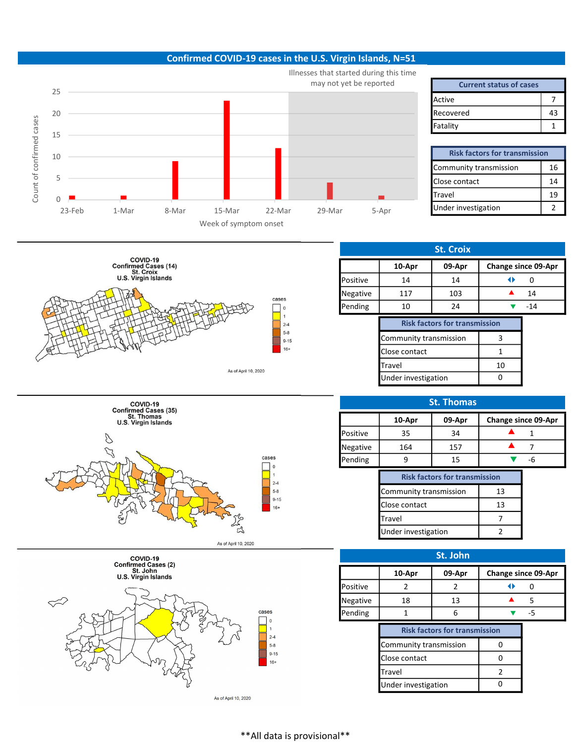## Confirmed COVID-19 cases in the U.S. Virgin Islands, N=51

Illnesses that started during this time may not yet be reported

Count of confirmed cases

25
20
15
10
5
0

23-Feb 1-Mar 8-Mar 15-Mar 22-Mar 29-Mar 5-Apr

Week of symptom onset

| Current status of cases | |
|---|---|
| Active | 7 |
| Recovered | 43 |
| Fatality | 1 |

| Risk factors for transmission | |
|---|---|
| Community transmission | 16 |
| Close contact | 14 |
| Travel | 19 |
| Under investigation | 2 |

COVID-19
Confirmed Cases (14)
St. Croix
U.S. Virgin Islands

cases
0
1
2-4
5-8
9-15
16+

As of April 10, 2020

### St. Croix

| | 10-Apr | 09-Apr | Change since 09-Apr |
|---|---|---|---|
| Positive | 14 | 14 | 0 |
| Negative | 117 | 103 | 14 |
| Pending | 10 | 24 | -14 |

| Risk factors for transmission | |
|---|---|
| Community transmission | 3 |
| Close contact | 1 |
| Travel | 10 |
| Under investigation | 0 |

COVID-19
Confirmed Cases (35)
St. Thomas
U.S. Virgin Islands

cases
0
1
2-4
5-8
9-15
16+

As of April 10, 2020

### St. Thomas

| | 10-Apr | 09-Apr | Change since 09-Apr |
|---|---|---|---|
| Positive | 35 | 34 | 1 |
| Negative | 164 | 157 | 7 |
| Pending | 9 | 15 | -6 |

| Risk factors for transmission | |
|---|---|
| Community transmission | 13 |
| Close contact | 13 |
| Travel | 7 |
| Under investigation | 2 |

COVID-19
Confirmed Cases (2)
St. John
U.S. Virgin Islands

cases
0
1
2-4
5-8
9-15
16+

As of April 10, 2020

### St. John

| | 10-Apr | 09-Apr | Change since 09-Apr |
|---|---|---|---|
| Positive | 2 | 2 | 0 |
| Negative | 18 | 13 | 5 |
| Pending | 1 | 6 | -5 |

| Risk factors for transmission | |
|---|---|
| Community transmission | 0 |
| Close contact | 0 |
| Travel | 2 |
| Under investigation | 0 |

**All data is provisional**